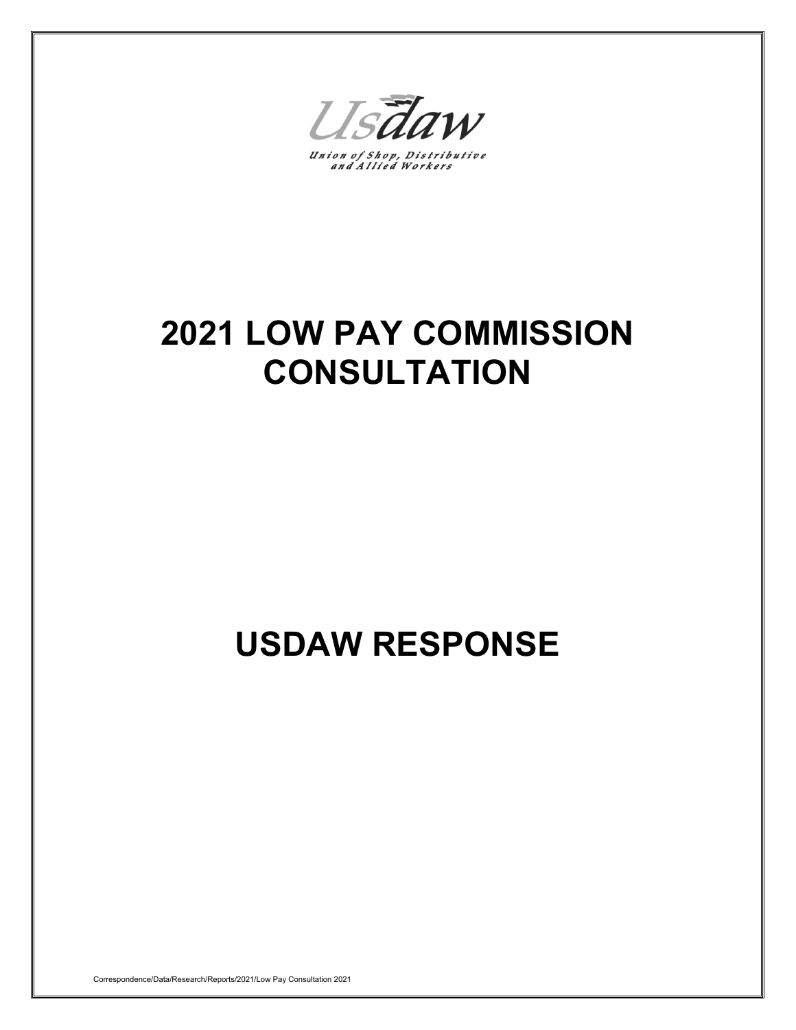Usdaw

*Union of Shop, Distributive and Allied Workers*

# 2021 LOW PAY COMMISSION CONSULTATION

# USDAW RESPONSE

Correspondence/Data/Research/Reports/2021/Low Pay Consultation 2021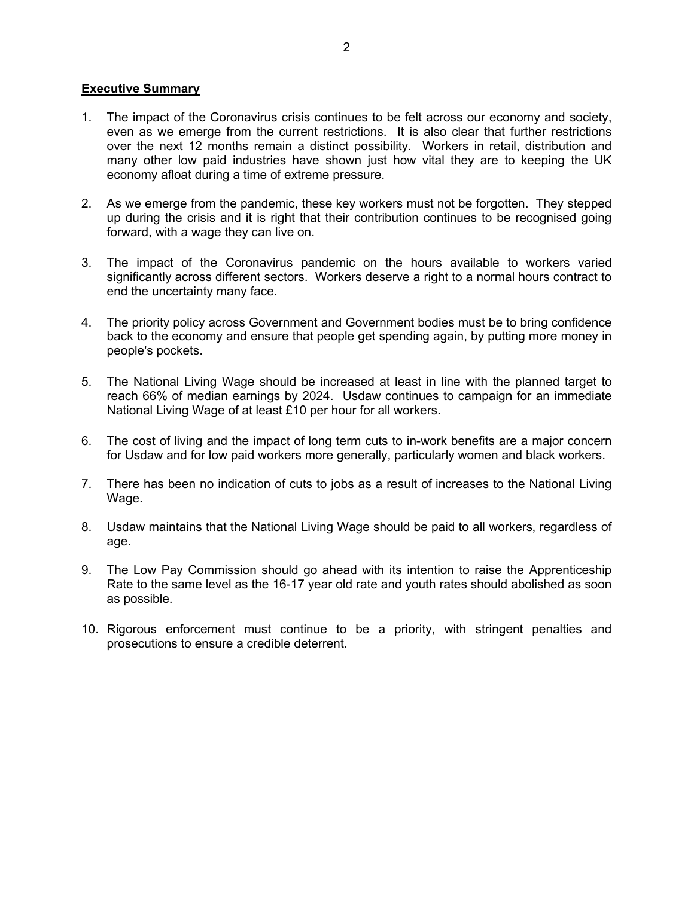**Executive Summary**

1. The impact of the Coronavirus crisis continues to be felt across our economy and society, even as we emerge from the current restrictions. It is also clear that further restrictions over the next 12 months remain a distinct possibility. Workers in retail, distribution and many other low paid industries have shown just how vital they are to keeping the UK economy afloat during a time of extreme pressure.

2. As we emerge from the pandemic, these key workers must not be forgotten. They stepped up during the crisis and it is right that their contribution continues to be recognised going forward, with a wage they can live on.

3. The impact of the Coronavirus pandemic on the hours available to workers varied significantly across different sectors. Workers deserve a right to a normal hours contract to end the uncertainty many face.

4. The priority policy across Government and Government bodies must be to bring confidence back to the economy and ensure that people get spending again, by putting more money in people's pockets.

5. The National Living Wage should be increased at least in line with the planned target to reach 66% of median earnings by 2024. Usdaw continues to campaign for an immediate National Living Wage of at least £10 per hour for all workers.

6. The cost of living and the impact of long term cuts to in-work benefits are a major concern for Usdaw and for low paid workers more generally, particularly women and black workers.

7. There has been no indication of cuts to jobs as a result of increases to the National Living Wage.

8. Usdaw maintains that the National Living Wage should be paid to all workers, regardless of age.

9. The Low Pay Commission should go ahead with its intention to raise the Apprenticeship Rate to the same level as the 16-17 year old rate and youth rates should abolished as soon as possible.

10. Rigorous enforcement must continue to be a priority, with stringent penalties and prosecutions to ensure a credible deterrent.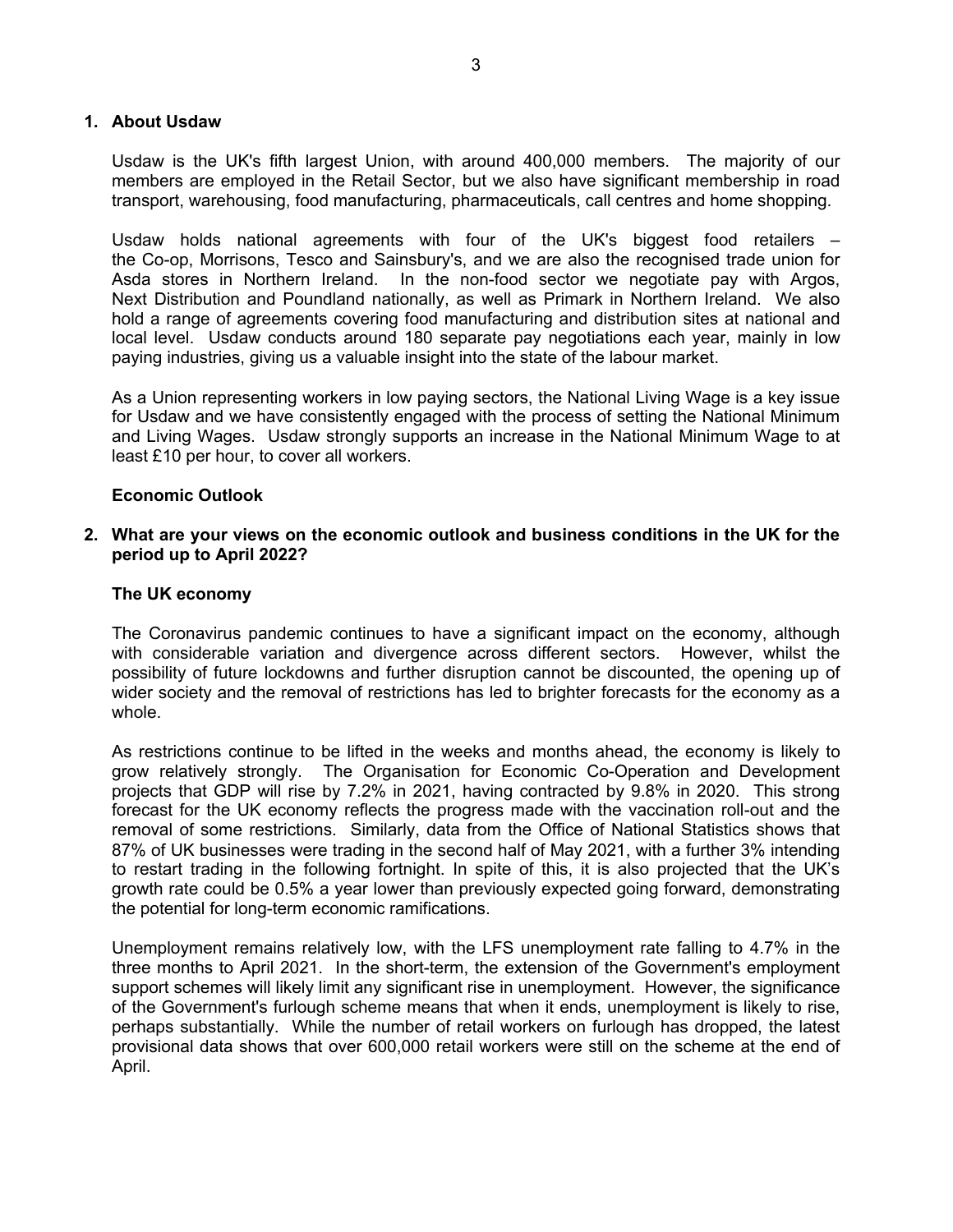## 1. About Usdaw

Usdaw is the UK's fifth largest Union, with around 400,000 members. The majority of our members are employed in the Retail Sector, but we also have significant membership in road transport, warehousing, food manufacturing, pharmaceuticals, call centres and home shopping.

Usdaw holds national agreements with four of the UK's biggest food retailers – the Co-op, Morrisons, Tesco and Sainsbury's, and we are also the recognised trade union for Asda stores in Northern Ireland. In the non-food sector we negotiate pay with Argos, Next Distribution and Poundland nationally, as well as Primark in Northern Ireland. We also hold a range of agreements covering food manufacturing and distribution sites at national and local level. Usdaw conducts around 180 separate pay negotiations each year, mainly in low paying industries, giving us a valuable insight into the state of the labour market.

As a Union representing workers in low paying sectors, the National Living Wage is a key issue for Usdaw and we have consistently engaged with the process of setting the National Minimum and Living Wages. Usdaw strongly supports an increase in the National Minimum Wage to at least £10 per hour, to cover all workers.

### Economic Outlook

## 2. What are your views on the economic outlook and business conditions in the UK for the period up to April 2022?

### The UK economy

The Coronavirus pandemic continues to have a significant impact on the economy, although with considerable variation and divergence across different sectors. However, whilst the possibility of future lockdowns and further disruption cannot be discounted, the opening up of wider society and the removal of restrictions has led to brighter forecasts for the economy as a whole.

As restrictions continue to be lifted in the weeks and months ahead, the economy is likely to grow relatively strongly. The Organisation for Economic Co-Operation and Development projects that GDP will rise by 7.2% in 2021, having contracted by 9.8% in 2020. This strong forecast for the UK economy reflects the progress made with the vaccination roll-out and the removal of some restrictions. Similarly, data from the Office of National Statistics shows that 87% of UK businesses were trading in the second half of May 2021, with a further 3% intending to restart trading in the following fortnight. In spite of this, it is also projected that the UK's growth rate could be 0.5% a year lower than previously expected going forward, demonstrating the potential for long-term economic ramifications.

Unemployment remains relatively low, with the LFS unemployment rate falling to 4.7% in the three months to April 2021. In the short-term, the extension of the Government's employment support schemes will likely limit any significant rise in unemployment. However, the significance of the Government's furlough scheme means that when it ends, unemployment is likely to rise, perhaps substantially. While the number of retail workers on furlough has dropped, the latest provisional data shows that over 600,000 retail workers were still on the scheme at the end of April.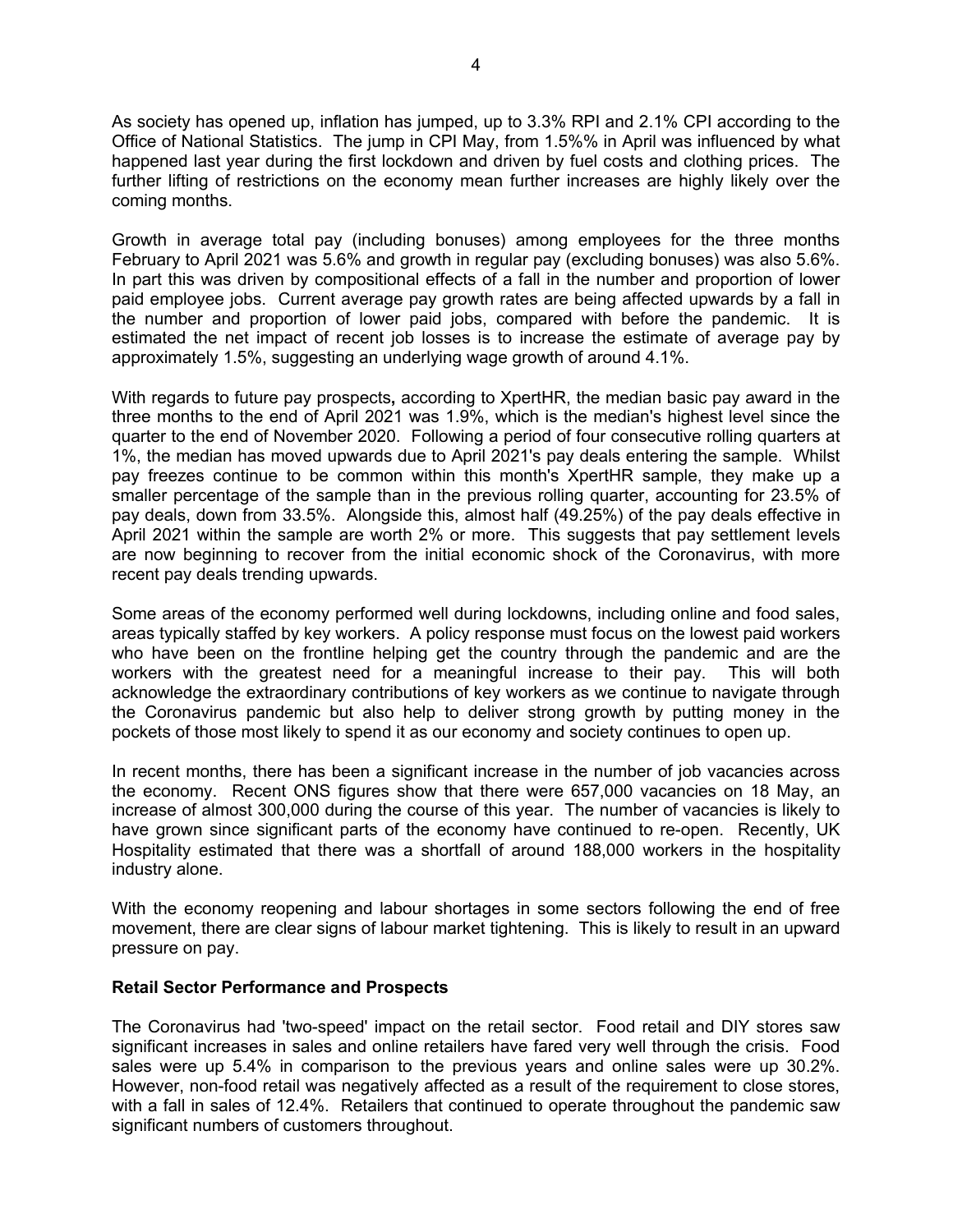As society has opened up, inflation has jumped, up to 3.3% RPI and 2.1% CPI according to the Office of National Statistics. The jump in CPI May, from 1.5%% in April was influenced by what happened last year during the first lockdown and driven by fuel costs and clothing prices. The further lifting of restrictions on the economy mean further increases are highly likely over the coming months.

Growth in average total pay (including bonuses) among employees for the three months February to April 2021 was 5.6% and growth in regular pay (excluding bonuses) was also 5.6%. In part this was driven by compositional effects of a fall in the number and proportion of lower paid employee jobs. Current average pay growth rates are being affected upwards by a fall in the number and proportion of lower paid jobs, compared with before the pandemic. It is estimated the net impact of recent job losses is to increase the estimate of average pay by approximately 1.5%, suggesting an underlying wage growth of around 4.1%.

With regards to future pay prospects**,** according to XpertHR, the median basic pay award in the three months to the end of April 2021 was 1.9%, which is the median's highest level since the quarter to the end of November 2020. Following a period of four consecutive rolling quarters at 1%, the median has moved upwards due to April 2021's pay deals entering the sample. Whilst pay freezes continue to be common within this month's XpertHR sample, they make up a smaller percentage of the sample than in the previous rolling quarter, accounting for 23.5% of pay deals, down from 33.5%. Alongside this, almost half (49.25%) of the pay deals effective in April 2021 within the sample are worth 2% or more. This suggests that pay settlement levels are now beginning to recover from the initial economic shock of the Coronavirus, with more recent pay deals trending upwards.

Some areas of the economy performed well during lockdowns, including online and food sales, areas typically staffed by key workers. A policy response must focus on the lowest paid workers who have been on the frontline helping get the country through the pandemic and are the workers with the greatest need for a meaningful increase to their pay. This will both acknowledge the extraordinary contributions of key workers as we continue to navigate through the Coronavirus pandemic but also help to deliver strong growth by putting money in the pockets of those most likely to spend it as our economy and society continues to open up.

In recent months, there has been a significant increase in the number of job vacancies across the economy. Recent ONS figures show that there were 657,000 vacancies on 18 May, an increase of almost 300,000 during the course of this year. The number of vacancies is likely to have grown since significant parts of the economy have continued to re-open. Recently, UK Hospitality estimated that there was a shortfall of around 188,000 workers in the hospitality industry alone.

With the economy reopening and labour shortages in some sectors following the end of free movement, there are clear signs of labour market tightening. This is likely to result in an upward pressure on pay.

**Retail Sector Performance and Prospects**

The Coronavirus had 'two-speed' impact on the retail sector. Food retail and DIY stores saw significant increases in sales and online retailers have fared very well through the crisis. Food sales were up 5.4% in comparison to the previous years and online sales were up 30.2%. However, non-food retail was negatively affected as a result of the requirement to close stores, with a fall in sales of 12.4%. Retailers that continued to operate throughout the pandemic saw significant numbers of customers throughout.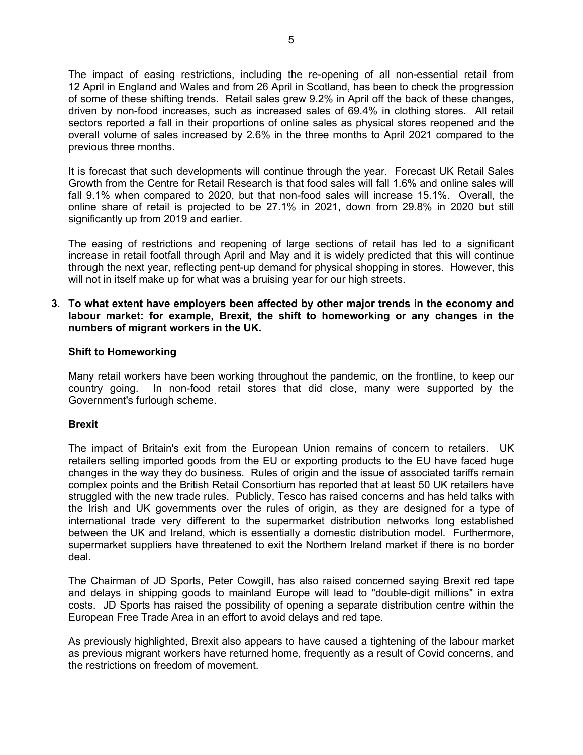The impact of easing restrictions, including the re-opening of all non-essential retail from 12 April in England and Wales and from 26 April in Scotland, has been to check the progression of some of these shifting trends. Retail sales grew 9.2% in April off the back of these changes, driven by non-food increases, such as increased sales of 69.4% in clothing stores. All retail sectors reported a fall in their proportions of online sales as physical stores reopened and the overall volume of sales increased by 2.6% in the three months to April 2021 compared to the previous three months.

It is forecast that such developments will continue through the year. Forecast UK Retail Sales Growth from the Centre for Retail Research is that food sales will fall 1.6% and online sales will fall 9.1% when compared to 2020, but that non-food sales will increase 15.1%. Overall, the online share of retail is projected to be 27.1% in 2021, down from 29.8% in 2020 but still significantly up from 2019 and earlier.

The easing of restrictions and reopening of large sections of retail has led to a significant increase in retail footfall through April and May and it is widely predicted that this will continue through the next year, reflecting pent-up demand for physical shopping in stores. However, this will not in itself make up for what was a bruising year for our high streets.

**3. To what extent have employers been affected by other major trends in the economy and labour market: for example, Brexit, the shift to homeworking or any changes in the numbers of migrant workers in the UK.**

**Shift to Homeworking**

Many retail workers have been working throughout the pandemic, on the frontline, to keep our country going. In non-food retail stores that did close, many were supported by the Government's furlough scheme.

**Brexit**

The impact of Britain's exit from the European Union remains of concern to retailers. UK retailers selling imported goods from the EU or exporting products to the EU have faced huge changes in the way they do business. Rules of origin and the issue of associated tariffs remain complex points and the British Retail Consortium has reported that at least 50 UK retailers have struggled with the new trade rules. Publicly, Tesco has raised concerns and has held talks with the Irish and UK governments over the rules of origin, as they are designed for a type of international trade very different to the supermarket distribution networks long established between the UK and Ireland, which is essentially a domestic distribution model. Furthermore, supermarket suppliers have threatened to exit the Northern Ireland market if there is no border deal.

The Chairman of JD Sports, Peter Cowgill, has also raised concerned saying Brexit red tape and delays in shipping goods to mainland Europe will lead to "double-digit millions" in extra costs. JD Sports has raised the possibility of opening a separate distribution centre within the European Free Trade Area in an effort to avoid delays and red tape.

As previously highlighted, Brexit also appears to have caused a tightening of the labour market as previous migrant workers have returned home, frequently as a result of Covid concerns, and the restrictions on freedom of movement.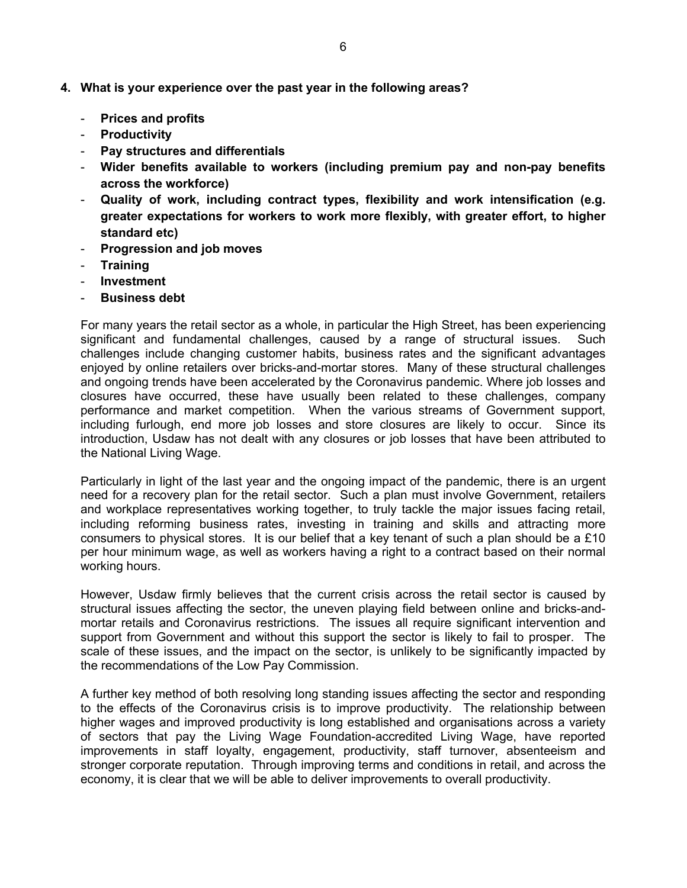**4. What is your experience over the past year in the following areas?**

- **Prices and profits**
- **Productivity**
- **Pay structures and differentials**
- **Wider benefits available to workers (including premium pay and non-pay benefits across the workforce)**
- **Quality of work, including contract types, flexibility and work intensification (e.g. greater expectations for workers to work more flexibly, with greater effort, to higher standard etc)**
- **Progression and job moves**
- **Training**
- **Investment**
- **Business debt**

For many years the retail sector as a whole, in particular the High Street, has been experiencing significant and fundamental challenges, caused by a range of structural issues. Such challenges include changing customer habits, business rates and the significant advantages enjoyed by online retailers over bricks-and-mortar stores. Many of these structural challenges and ongoing trends have been accelerated by the Coronavirus pandemic. Where job losses and closures have occurred, these have usually been related to these challenges, company performance and market competition. When the various streams of Government support, including furlough, end more job losses and store closures are likely to occur. Since its introduction, Usdaw has not dealt with any closures or job losses that have been attributed to the National Living Wage.

Particularly in light of the last year and the ongoing impact of the pandemic, there is an urgent need for a recovery plan for the retail sector. Such a plan must involve Government, retailers and workplace representatives working together, to truly tackle the major issues facing retail, including reforming business rates, investing in training and skills and attracting more consumers to physical stores. It is our belief that a key tenant of such a plan should be a £10 per hour minimum wage, as well as workers having a right to a contract based on their normal working hours.

However, Usdaw firmly believes that the current crisis across the retail sector is caused by structural issues affecting the sector, the uneven playing field between online and bricks-and-mortar retails and Coronavirus restrictions. The issues all require significant intervention and support from Government and without this support the sector is likely to fail to prosper. The scale of these issues, and the impact on the sector, is unlikely to be significantly impacted by the recommendations of the Low Pay Commission.

A further key method of both resolving long standing issues affecting the sector and responding to the effects of the Coronavirus crisis is to improve productivity. The relationship between higher wages and improved productivity is long established and organisations across a variety of sectors that pay the Living Wage Foundation-accredited Living Wage, have reported improvements in staff loyalty, engagement, productivity, staff turnover, absenteeism and stronger corporate reputation. Through improving terms and conditions in retail, and across the economy, it is clear that we will be able to deliver improvements to overall productivity.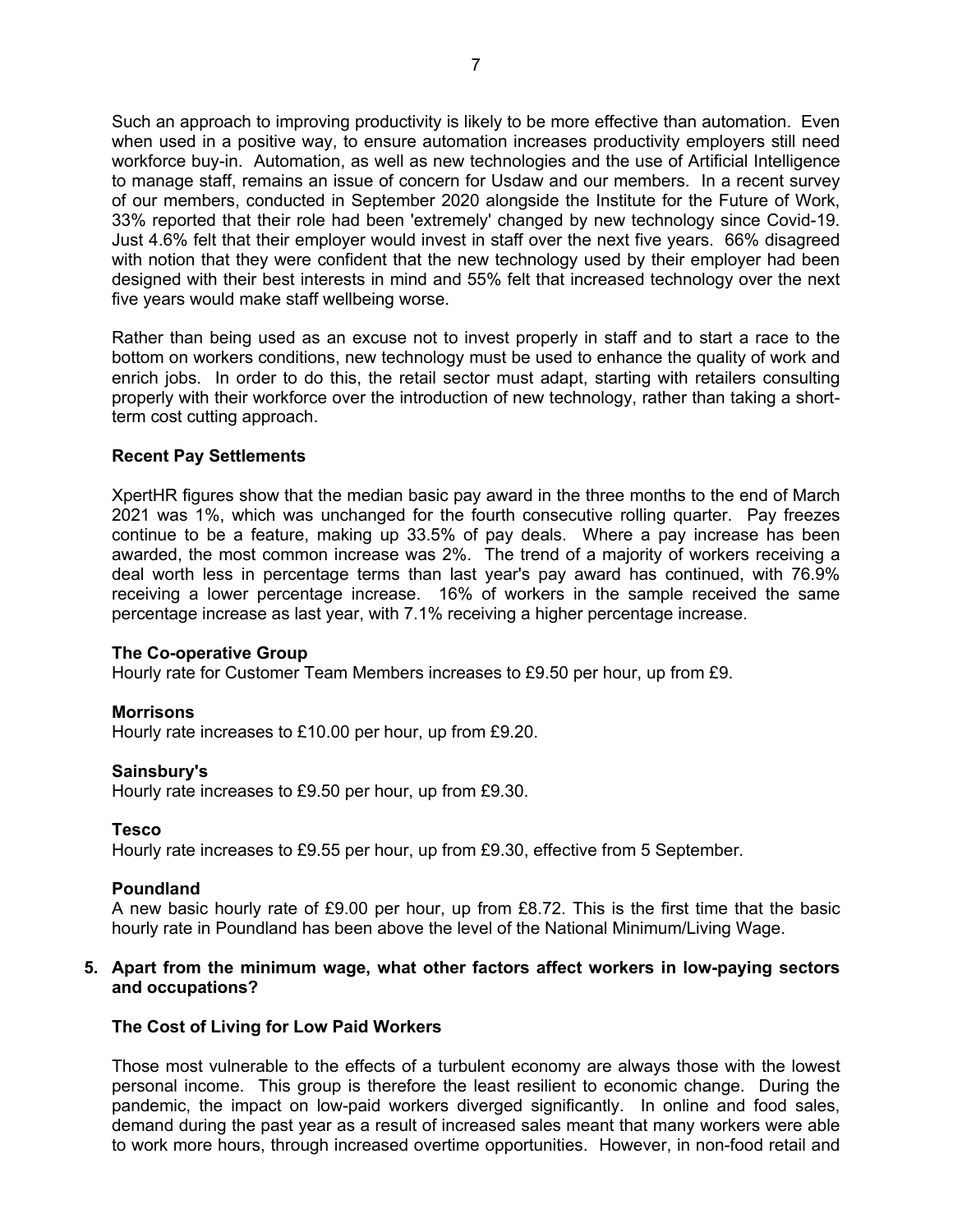Such an approach to improving productivity is likely to be more effective than automation. Even when used in a positive way, to ensure automation increases productivity employers still need workforce buy-in. Automation, as well as new technologies and the use of Artificial Intelligence to manage staff, remains an issue of concern for Usdaw and our members. In a recent survey of our members, conducted in September 2020 alongside the Institute for the Future of Work, 33% reported that their role had been 'extremely' changed by new technology since Covid-19. Just 4.6% felt that their employer would invest in staff over the next five years. 66% disagreed with notion that they were confident that the new technology used by their employer had been designed with their best interests in mind and 55% felt that increased technology over the next five years would make staff wellbeing worse.

Rather than being used as an excuse not to invest properly in staff and to start a race to the bottom on workers conditions, new technology must be used to enhance the quality of work and enrich jobs. In order to do this, the retail sector must adapt, starting with retailers consulting properly with their workforce over the introduction of new technology, rather than taking a short-term cost cutting approach.

**Recent Pay Settlements**

XpertHR figures show that the median basic pay award in the three months to the end of March 2021 was 1%, which was unchanged for the fourth consecutive rolling quarter. Pay freezes continue to be a feature, making up 33.5% of pay deals. Where a pay increase has been awarded, the most common increase was 2%. The trend of a majority of workers receiving a deal worth less in percentage terms than last year's pay award has continued, with 76.9% receiving a lower percentage increase. 16% of workers in the sample received the same percentage increase as last year, with 7.1% receiving a higher percentage increase.

**The Co-operative Group**
Hourly rate for Customer Team Members increases to £9.50 per hour, up from £9.

**Morrisons**
Hourly rate increases to £10.00 per hour, up from £9.20.

**Sainsbury's**
Hourly rate increases to £9.50 per hour, up from £9.30.

**Tesco**
Hourly rate increases to £9.55 per hour, up from £9.30, effective from 5 September.

**Poundland**
A new basic hourly rate of £9.00 per hour, up from £8.72. This is the first time that the basic hourly rate in Poundland has been above the level of the National Minimum/Living Wage.

**5. Apart from the minimum wage, what other factors affect workers in low-paying sectors and occupations?**

**The Cost of Living for Low Paid Workers**

Those most vulnerable to the effects of a turbulent economy are always those with the lowest personal income. This group is therefore the least resilient to economic change. During the pandemic, the impact on low-paid workers diverged significantly. In online and food sales, demand during the past year as a result of increased sales meant that many workers were able to work more hours, through increased overtime opportunities. However, in non-food retail and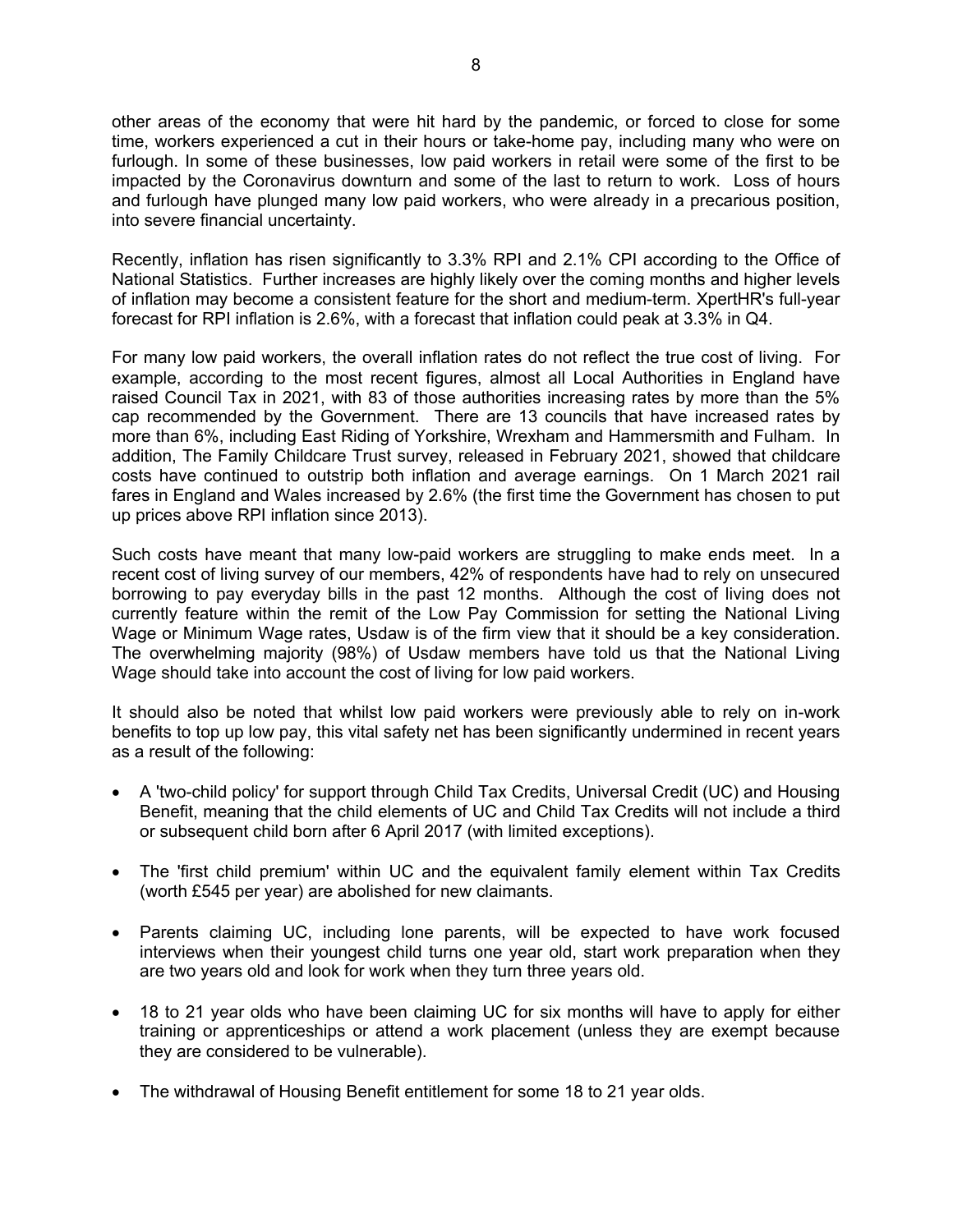other areas of the economy that were hit hard by the pandemic, or forced to close for some time, workers experienced a cut in their hours or take-home pay, including many who were on furlough. In some of these businesses, low paid workers in retail were some of the first to be impacted by the Coronavirus downturn and some of the last to return to work. Loss of hours and furlough have plunged many low paid workers, who were already in a precarious position, into severe financial uncertainty.

Recently, inflation has risen significantly to 3.3% RPI and 2.1% CPI according to the Office of National Statistics. Further increases are highly likely over the coming months and higher levels of inflation may become a consistent feature for the short and medium-term. XpertHR's full-year forecast for RPI inflation is 2.6%, with a forecast that inflation could peak at 3.3% in Q4.

For many low paid workers, the overall inflation rates do not reflect the true cost of living. For example, according to the most recent figures, almost all Local Authorities in England have raised Council Tax in 2021, with 83 of those authorities increasing rates by more than the 5% cap recommended by the Government. There are 13 councils that have increased rates by more than 6%, including East Riding of Yorkshire, Wrexham and Hammersmith and Fulham. In addition, The Family Childcare Trust survey, released in February 2021, showed that childcare costs have continued to outstrip both inflation and average earnings. On 1 March 2021 rail fares in England and Wales increased by 2.6% (the first time the Government has chosen to put up prices above RPI inflation since 2013).

Such costs have meant that many low-paid workers are struggling to make ends meet. In a recent cost of living survey of our members, 42% of respondents have had to rely on unsecured borrowing to pay everyday bills in the past 12 months. Although the cost of living does not currently feature within the remit of the Low Pay Commission for setting the National Living Wage or Minimum Wage rates, Usdaw is of the firm view that it should be a key consideration. The overwhelming majority (98%) of Usdaw members have told us that the National Living Wage should take into account the cost of living for low paid workers.

It should also be noted that whilst low paid workers were previously able to rely on in-work benefits to top up low pay, this vital safety net has been significantly undermined in recent years as a result of the following:

- A 'two-child policy' for support through Child Tax Credits, Universal Credit (UC) and Housing Benefit, meaning that the child elements of UC and Child Tax Credits will not include a third or subsequent child born after 6 April 2017 (with limited exceptions).

- The 'first child premium' within UC and the equivalent family element within Tax Credits (worth £545 per year) are abolished for new claimants.

- Parents claiming UC, including lone parents, will be expected to have work focused interviews when their youngest child turns one year old, start work preparation when they are two years old and look for work when they turn three years old.

- 18 to 21 year olds who have been claiming UC for six months will have to apply for either training or apprenticeships or attend a work placement (unless they are exempt because they are considered to be vulnerable).

- The withdrawal of Housing Benefit entitlement for some 18 to 21 year olds.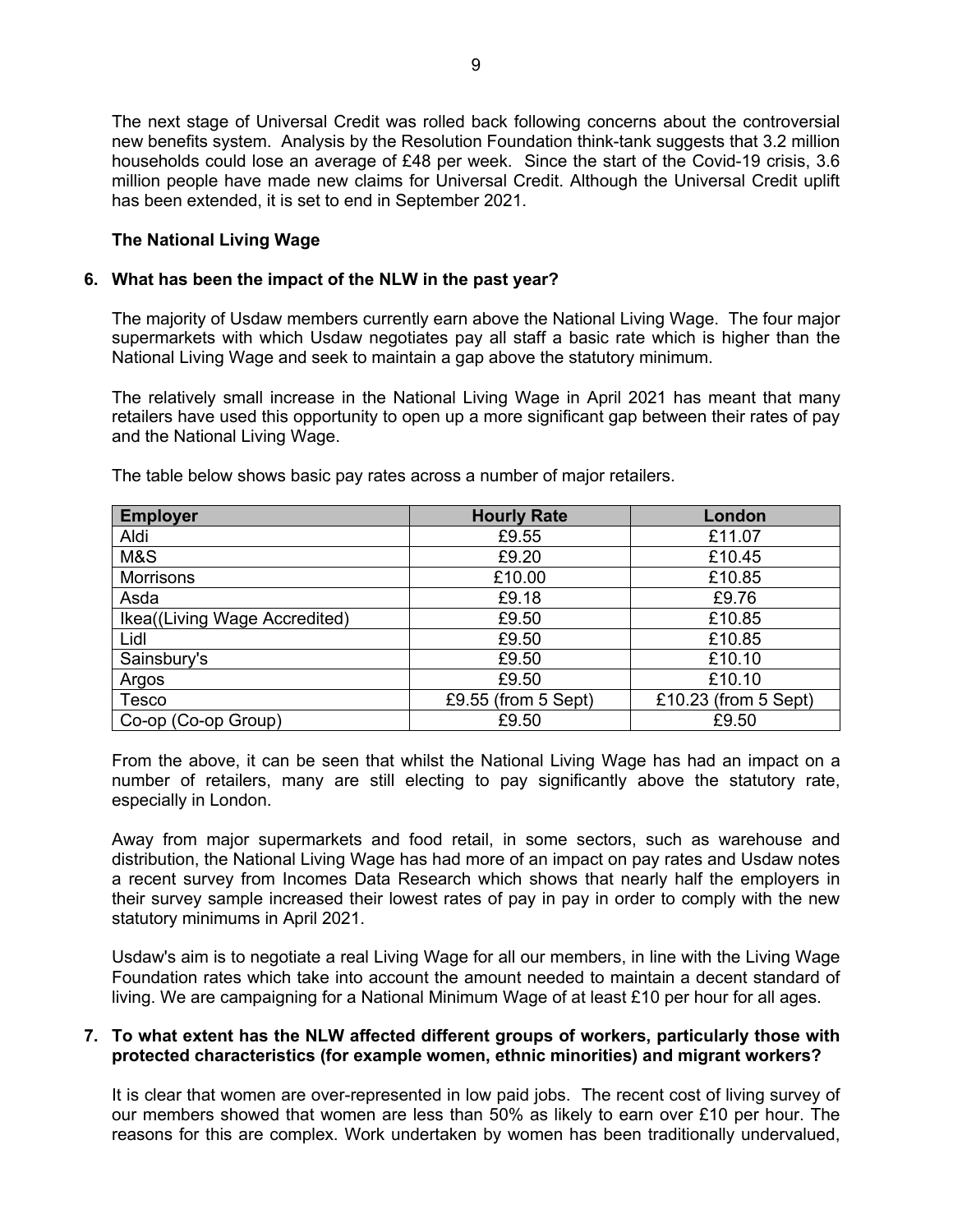The next stage of Universal Credit was rolled back following concerns about the controversial new benefits system. Analysis by the Resolution Foundation think-tank suggests that 3.2 million households could lose an average of £48 per week. Since the start of the Covid-19 crisis, 3.6 million people have made new claims for Universal Credit. Although the Universal Credit uplift has been extended, it is set to end in September 2021.

**The National Living Wage**

**6. What has been the impact of the NLW in the past year?**

The majority of Usdaw members currently earn above the National Living Wage. The four major supermarkets with which Usdaw negotiates pay all staff a basic rate which is higher than the National Living Wage and seek to maintain a gap above the statutory minimum.

The relatively small increase in the National Living Wage in April 2021 has meant that many retailers have used this opportunity to open up a more significant gap between their rates of pay and the National Living Wage.

The table below shows basic pay rates across a number of major retailers.

| Employer | Hourly Rate | London |
|---|---|---|
| Aldi | £9.55 | £11.07 |
| M&S | £9.20 | £10.45 |
| Morrisons | £10.00 | £10.85 |
| Asda | £9.18 | £9.76 |
| Ikea((Living Wage Accredited) | £9.50 | £10.85 |
| Lidl | £9.50 | £10.85 |
| Sainsbury's | £9.50 | £10.10 |
| Argos | £9.50 | £10.10 |
| Tesco | £9.55 (from 5 Sept) | £10.23 (from 5 Sept) |
| Co-op (Co-op Group) | £9.50 | £9.50 |

From the above, it can be seen that whilst the National Living Wage has had an impact on a number of retailers, many are still electing to pay significantly above the statutory rate, especially in London.

Away from major supermarkets and food retail, in some sectors, such as warehouse and distribution, the National Living Wage has had more of an impact on pay rates and Usdaw notes a recent survey from Incomes Data Research which shows that nearly half the employers in their survey sample increased their lowest rates of pay in pay in order to comply with the new statutory minimums in April 2021.

Usdaw's aim is to negotiate a real Living Wage for all our members, in line with the Living Wage Foundation rates which take into account the amount needed to maintain a decent standard of living. We are campaigning for a National Minimum Wage of at least £10 per hour for all ages.

**7. To what extent has the NLW affected different groups of workers, particularly those with protected characteristics (for example women, ethnic minorities) and migrant workers?**

It is clear that women are over-represented in low paid jobs. The recent cost of living survey of our members showed that women are less than 50% as likely to earn over £10 per hour. The reasons for this are complex. Work undertaken by women has been traditionally undervalued,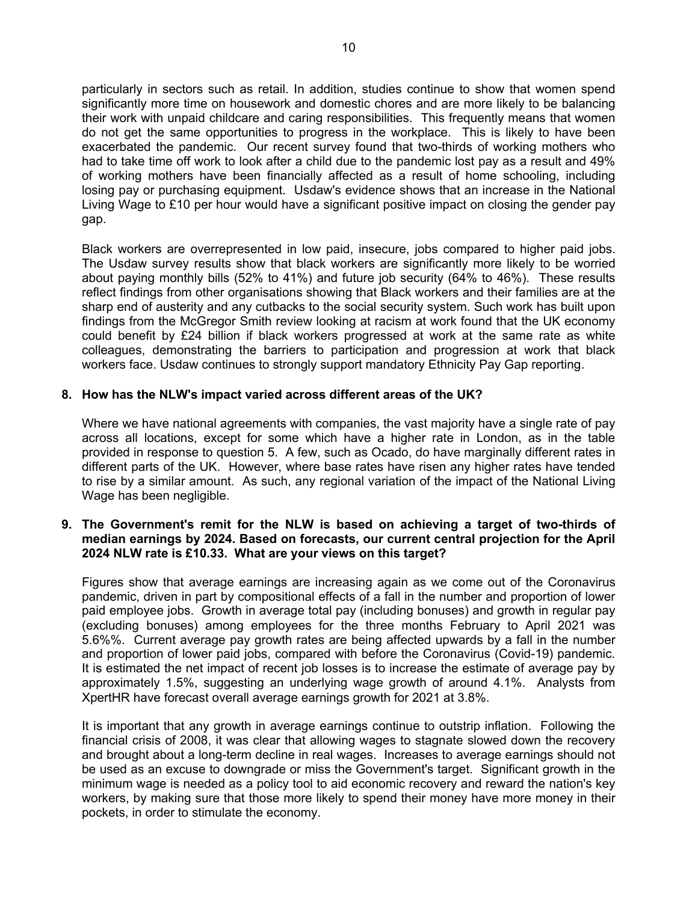particularly in sectors such as retail. In addition, studies continue to show that women spend significantly more time on housework and domestic chores and are more likely to be balancing their work with unpaid childcare and caring responsibilities. This frequently means that women do not get the same opportunities to progress in the workplace. This is likely to have been exacerbated the pandemic. Our recent survey found that two-thirds of working mothers who had to take time off work to look after a child due to the pandemic lost pay as a result and 49% of working mothers have been financially affected as a result of home schooling, including losing pay or purchasing equipment. Usdaw's evidence shows that an increase in the National Living Wage to £10 per hour would have a significant positive impact on closing the gender pay gap.

Black workers are overrepresented in low paid, insecure, jobs compared to higher paid jobs. The Usdaw survey results show that black workers are significantly more likely to be worried about paying monthly bills (52% to 41%) and future job security (64% to 46%). These results reflect findings from other organisations showing that Black workers and their families are at the sharp end of austerity and any cutbacks to the social security system. Such work has built upon findings from the McGregor Smith review looking at racism at work found that the UK economy could benefit by £24 billion if black workers progressed at work at the same rate as white colleagues, demonstrating the barriers to participation and progression at work that black workers face. Usdaw continues to strongly support mandatory Ethnicity Pay Gap reporting.

**8. How has the NLW's impact varied across different areas of the UK?**

Where we have national agreements with companies, the vast majority have a single rate of pay across all locations, except for some which have a higher rate in London, as in the table provided in response to question 5. A few, such as Ocado, do have marginally different rates in different parts of the UK. However, where base rates have risen any higher rates have tended to rise by a similar amount. As such, any regional variation of the impact of the National Living Wage has been negligible.

**9. The Government's remit for the NLW is based on achieving a target of two-thirds of median earnings by 2024. Based on forecasts, our current central projection for the April 2024 NLW rate is £10.33. What are your views on this target?**

Figures show that average earnings are increasing again as we come out of the Coronavirus pandemic, driven in part by compositional effects of a fall in the number and proportion of lower paid employee jobs. Growth in average total pay (including bonuses) and growth in regular pay (excluding bonuses) among employees for the three months February to April 2021 was 5.6%%. Current average pay growth rates are being affected upwards by a fall in the number and proportion of lower paid jobs, compared with before the Coronavirus (Covid-19) pandemic. It is estimated the net impact of recent job losses is to increase the estimate of average pay by approximately 1.5%, suggesting an underlying wage growth of around 4.1%. Analysts from XpertHR have forecast overall average earnings growth for 2021 at 3.8%.

It is important that any growth in average earnings continue to outstrip inflation. Following the financial crisis of 2008, it was clear that allowing wages to stagnate slowed down the recovery and brought about a long-term decline in real wages. Increases to average earnings should not be used as an excuse to downgrade or miss the Government's target. Significant growth in the minimum wage is needed as a policy tool to aid economic recovery and reward the nation's key workers, by making sure that those more likely to spend their money have more money in their pockets, in order to stimulate the economy.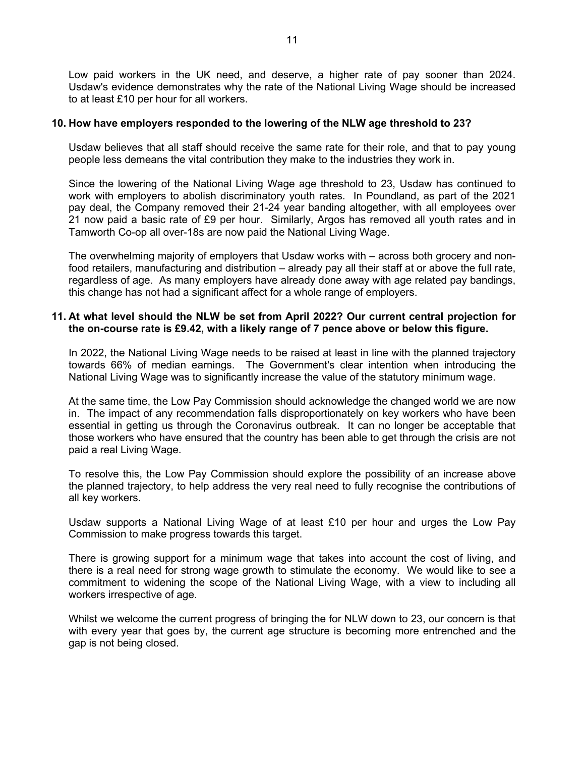Low paid workers in the UK need, and deserve, a higher rate of pay sooner than 2024. Usdaw's evidence demonstrates why the rate of the National Living Wage should be increased to at least £10 per hour for all workers.

**10. How have employers responded to the lowering of the NLW age threshold to 23?**

Usdaw believes that all staff should receive the same rate for their role, and that to pay young people less demeans the vital contribution they make to the industries they work in.

Since the lowering of the National Living Wage age threshold to 23, Usdaw has continued to work with employers to abolish discriminatory youth rates. In Poundland, as part of the 2021 pay deal, the Company removed their 21-24 year banding altogether, with all employees over 21 now paid a basic rate of £9 per hour. Similarly, Argos has removed all youth rates and in Tamworth Co-op all over-18s are now paid the National Living Wage.

The overwhelming majority of employers that Usdaw works with – across both grocery and non-food retailers, manufacturing and distribution – already pay all their staff at or above the full rate, regardless of age. As many employers have already done away with age related pay bandings, this change has not had a significant affect for a whole range of employers.

**11. At what level should the NLW be set from April 2022? Our current central projection for the on-course rate is £9.42, with a likely range of 7 pence above or below this figure.**

In 2022, the National Living Wage needs to be raised at least in line with the planned trajectory towards 66% of median earnings. The Government's clear intention when introducing the National Living Wage was to significantly increase the value of the statutory minimum wage.

At the same time, the Low Pay Commission should acknowledge the changed world we are now in. The impact of any recommendation falls disproportionately on key workers who have been essential in getting us through the Coronavirus outbreak. It can no longer be acceptable that those workers who have ensured that the country has been able to get through the crisis are not paid a real Living Wage.

To resolve this, the Low Pay Commission should explore the possibility of an increase above the planned trajectory, to help address the very real need to fully recognise the contributions of all key workers.

Usdaw supports a National Living Wage of at least £10 per hour and urges the Low Pay Commission to make progress towards this target.

There is growing support for a minimum wage that takes into account the cost of living, and there is a real need for strong wage growth to stimulate the economy. We would like to see a commitment to widening the scope of the National Living Wage, with a view to including all workers irrespective of age.

Whilst we welcome the current progress of bringing the for NLW down to 23, our concern is that with every year that goes by, the current age structure is becoming more entrenched and the gap is not being closed.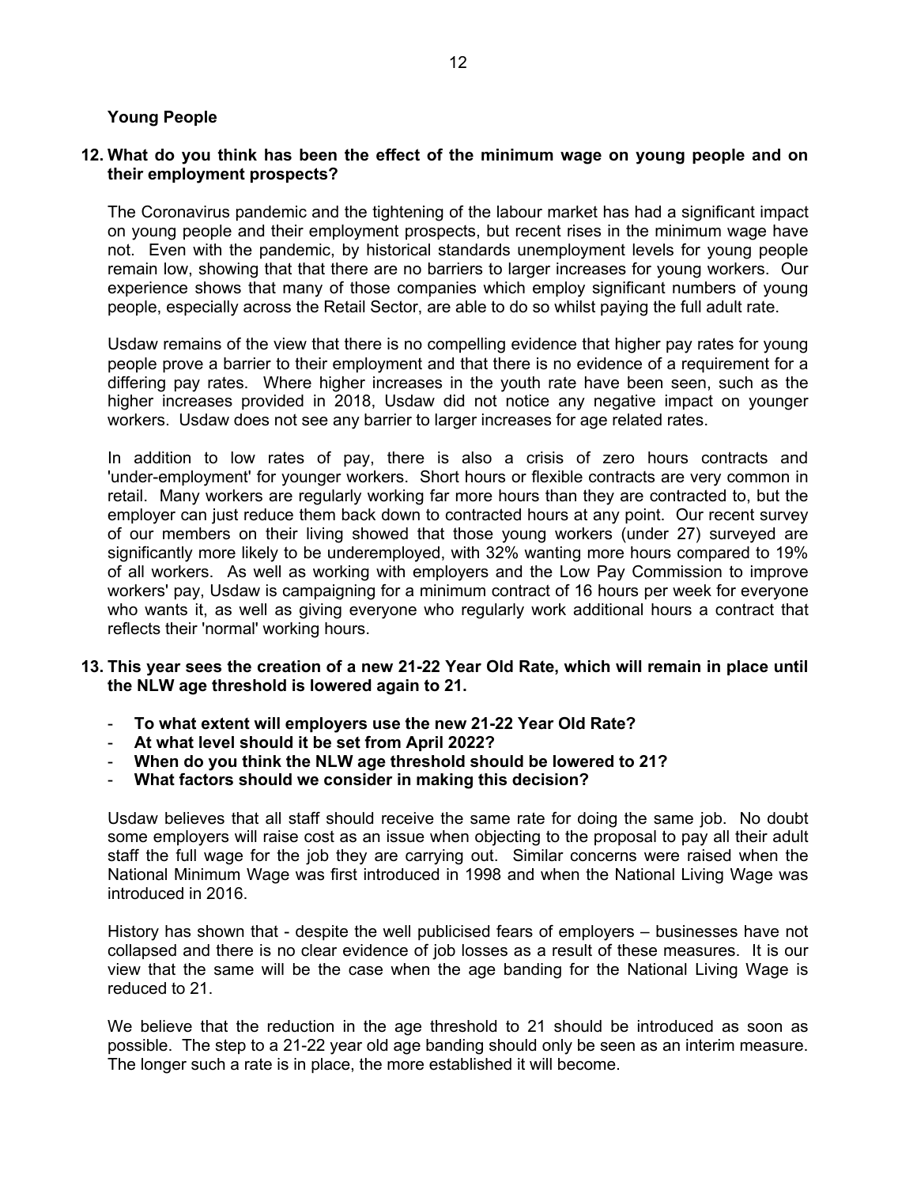**Young People**

**12. What do you think has been the effect of the minimum wage on young people and on their employment prospects?**

The Coronavirus pandemic and the tightening of the labour market has had a significant impact on young people and their employment prospects, but recent rises in the minimum wage have not. Even with the pandemic, by historical standards unemployment levels for young people remain low, showing that that there are no barriers to larger increases for young workers. Our experience shows that many of those companies which employ significant numbers of young people, especially across the Retail Sector, are able to do so whilst paying the full adult rate.

Usdaw remains of the view that there is no compelling evidence that higher pay rates for young people prove a barrier to their employment and that there is no evidence of a requirement for a differing pay rates. Where higher increases in the youth rate have been seen, such as the higher increases provided in 2018, Usdaw did not notice any negative impact on younger workers. Usdaw does not see any barrier to larger increases for age related rates.

In addition to low rates of pay, there is also a crisis of zero hours contracts and 'under-employment' for younger workers. Short hours or flexible contracts are very common in retail. Many workers are regularly working far more hours than they are contracted to, but the employer can just reduce them back down to contracted hours at any point. Our recent survey of our members on their living showed that those young workers (under 27) surveyed are significantly more likely to be underemployed, with 32% wanting more hours compared to 19% of all workers. As well as working with employers and the Low Pay Commission to improve workers' pay, Usdaw is campaigning for a minimum contract of 16 hours per week for everyone who wants it, as well as giving everyone who regularly work additional hours a contract that reflects their 'normal' working hours.

**13. This year sees the creation of a new 21-22 Year Old Rate, which will remain in place until the NLW age threshold is lowered again to 21.**

- **To what extent will employers use the new 21-22 Year Old Rate?**
- **At what level should it be set from April 2022?**
- **When do you think the NLW age threshold should be lowered to 21?**
- **What factors should we consider in making this decision?**

Usdaw believes that all staff should receive the same rate for doing the same job. No doubt some employers will raise cost as an issue when objecting to the proposal to pay all their adult staff the full wage for the job they are carrying out. Similar concerns were raised when the National Minimum Wage was first introduced in 1998 and when the National Living Wage was introduced in 2016.

History has shown that - despite the well publicised fears of employers – businesses have not collapsed and there is no clear evidence of job losses as a result of these measures. It is our view that the same will be the case when the age banding for the National Living Wage is reduced to 21.

We believe that the reduction in the age threshold to 21 should be introduced as soon as possible. The step to a 21-22 year old age banding should only be seen as an interim measure. The longer such a rate is in place, the more established it will become.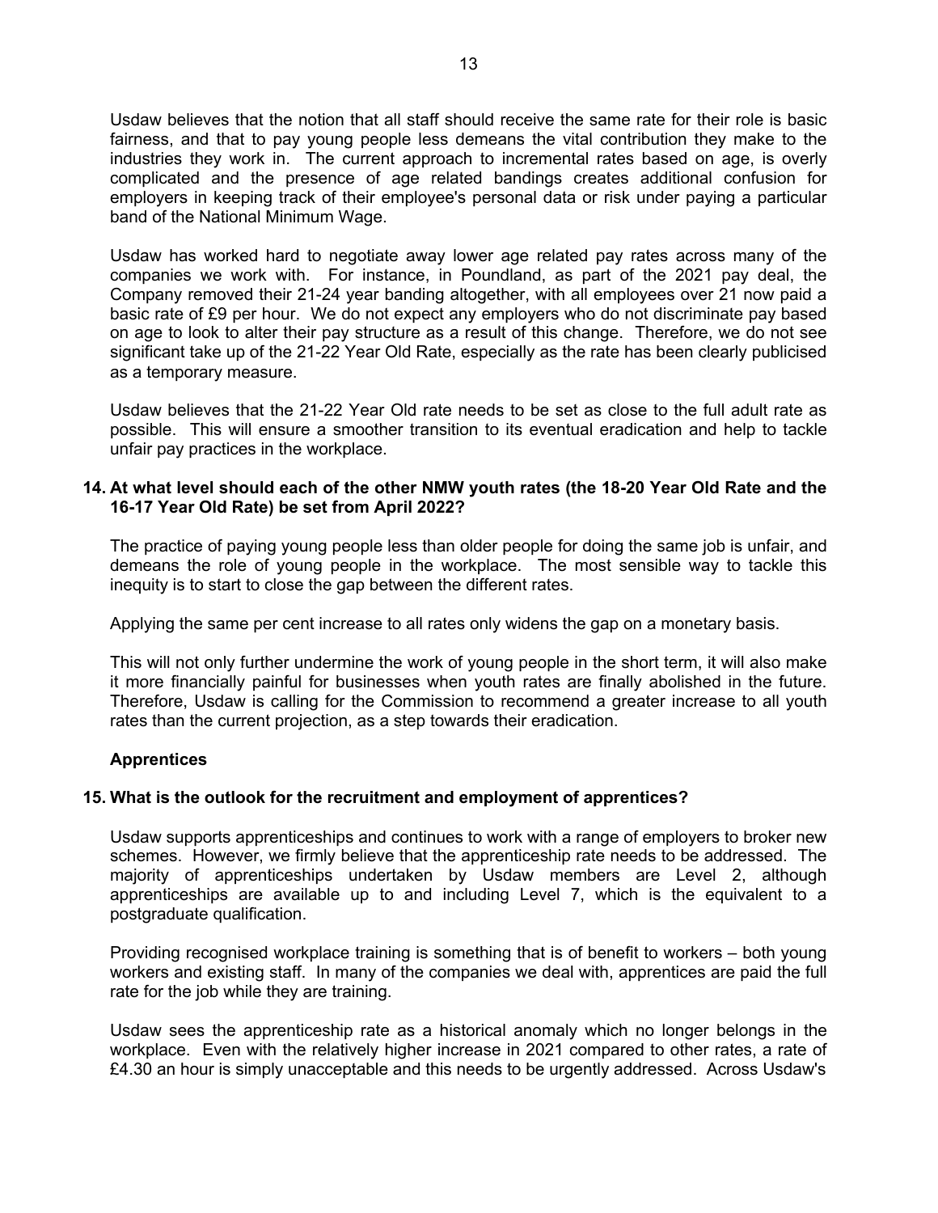Usdaw believes that the notion that all staff should receive the same rate for their role is basic fairness, and that to pay young people less demeans the vital contribution they make to the industries they work in. The current approach to incremental rates based on age, is overly complicated and the presence of age related bandings creates additional confusion for employers in keeping track of their employee's personal data or risk under paying a particular band of the National Minimum Wage.

Usdaw has worked hard to negotiate away lower age related pay rates across many of the companies we work with. For instance, in Poundland, as part of the 2021 pay deal, the Company removed their 21-24 year banding altogether, with all employees over 21 now paid a basic rate of £9 per hour. We do not expect any employers who do not discriminate pay based on age to look to alter their pay structure as a result of this change. Therefore, we do not see significant take up of the 21-22 Year Old Rate, especially as the rate has been clearly publicised as a temporary measure.

Usdaw believes that the 21-22 Year Old rate needs to be set as close to the full adult rate as possible. This will ensure a smoother transition to its eventual eradication and help to tackle unfair pay practices in the workplace.

**14. At what level should each of the other NMW youth rates (the 18-20 Year Old Rate and the 16-17 Year Old Rate) be set from April 2022?**

The practice of paying young people less than older people for doing the same job is unfair, and demeans the role of young people in the workplace. The most sensible way to tackle this inequity is to start to close the gap between the different rates.

Applying the same per cent increase to all rates only widens the gap on a monetary basis.

This will not only further undermine the work of young people in the short term, it will also make it more financially painful for businesses when youth rates are finally abolished in the future. Therefore, Usdaw is calling for the Commission to recommend a greater increase to all youth rates than the current projection, as a step towards their eradication.

**Apprentices**

**15. What is the outlook for the recruitment and employment of apprentices?**

Usdaw supports apprenticeships and continues to work with a range of employers to broker new schemes. However, we firmly believe that the apprenticeship rate needs to be addressed. The majority of apprenticeships undertaken by Usdaw members are Level 2, although apprenticeships are available up to and including Level 7, which is the equivalent to a postgraduate qualification.

Providing recognised workplace training is something that is of benefit to workers – both young workers and existing staff. In many of the companies we deal with, apprentices are paid the full rate for the job while they are training.

Usdaw sees the apprenticeship rate as a historical anomaly which no longer belongs in the workplace. Even with the relatively higher increase in 2021 compared to other rates, a rate of £4.30 an hour is simply unacceptable and this needs to be urgently addressed. Across Usdaw's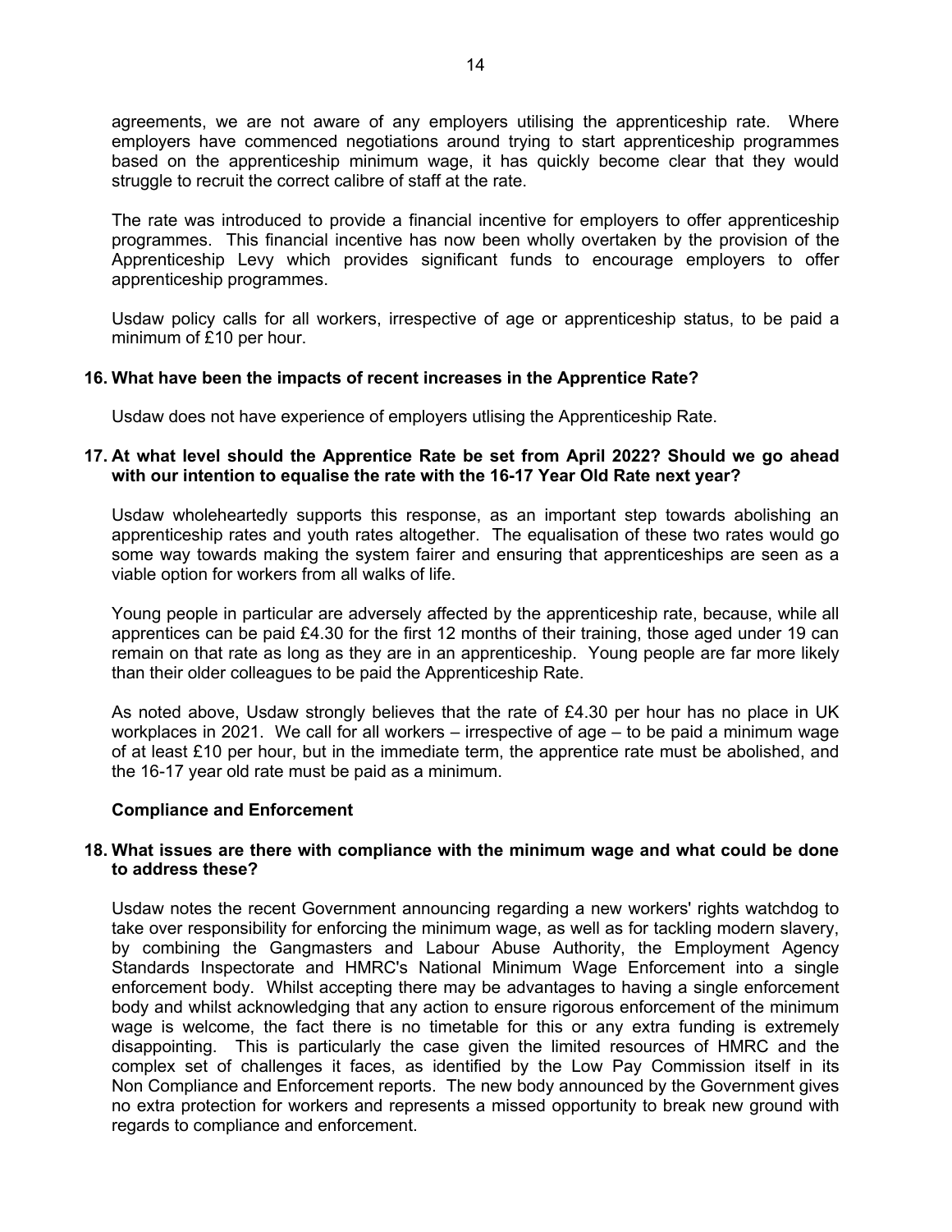agreements, we are not aware of any employers utilising the apprenticeship rate. Where employers have commenced negotiations around trying to start apprenticeship programmes based on the apprenticeship minimum wage, it has quickly become clear that they would struggle to recruit the correct calibre of staff at the rate.

The rate was introduced to provide a financial incentive for employers to offer apprenticeship programmes. This financial incentive has now been wholly overtaken by the provision of the Apprenticeship Levy which provides significant funds to encourage employers to offer apprenticeship programmes.

Usdaw policy calls for all workers, irrespective of age or apprenticeship status, to be paid a minimum of £10 per hour.

**16. What have been the impacts of recent increases in the Apprentice Rate?**

Usdaw does not have experience of employers utlising the Apprenticeship Rate.

**17. At what level should the Apprentice Rate be set from April 2022? Should we go ahead with our intention to equalise the rate with the 16-17 Year Old Rate next year?**

Usdaw wholeheartedly supports this response, as an important step towards abolishing an apprenticeship rates and youth rates altogether. The equalisation of these two rates would go some way towards making the system fairer and ensuring that apprenticeships are seen as a viable option for workers from all walks of life.

Young people in particular are adversely affected by the apprenticeship rate, because, while all apprentices can be paid £4.30 for the first 12 months of their training, those aged under 19 can remain on that rate as long as they are in an apprenticeship. Young people are far more likely than their older colleagues to be paid the Apprenticeship Rate.

As noted above, Usdaw strongly believes that the rate of £4.30 per hour has no place in UK workplaces in 2021. We call for all workers – irrespective of age – to be paid a minimum wage of at least £10 per hour, but in the immediate term, the apprentice rate must be abolished, and the 16-17 year old rate must be paid as a minimum.

**Compliance and Enforcement**

**18. What issues are there with compliance with the minimum wage and what could be done to address these?**

Usdaw notes the recent Government announcing regarding a new workers' rights watchdog to take over responsibility for enforcing the minimum wage, as well as for tackling modern slavery, by combining the Gangmasters and Labour Abuse Authority, the Employment Agency Standards Inspectorate and HMRC's National Minimum Wage Enforcement into a single enforcement body. Whilst accepting there may be advantages to having a single enforcement body and whilst acknowledging that any action to ensure rigorous enforcement of the minimum wage is welcome, the fact there is no timetable for this or any extra funding is extremely disappointing. This is particularly the case given the limited resources of HMRC and the complex set of challenges it faces, as identified by the Low Pay Commission itself in its Non Compliance and Enforcement reports. The new body announced by the Government gives no extra protection for workers and represents a missed opportunity to break new ground with regards to compliance and enforcement.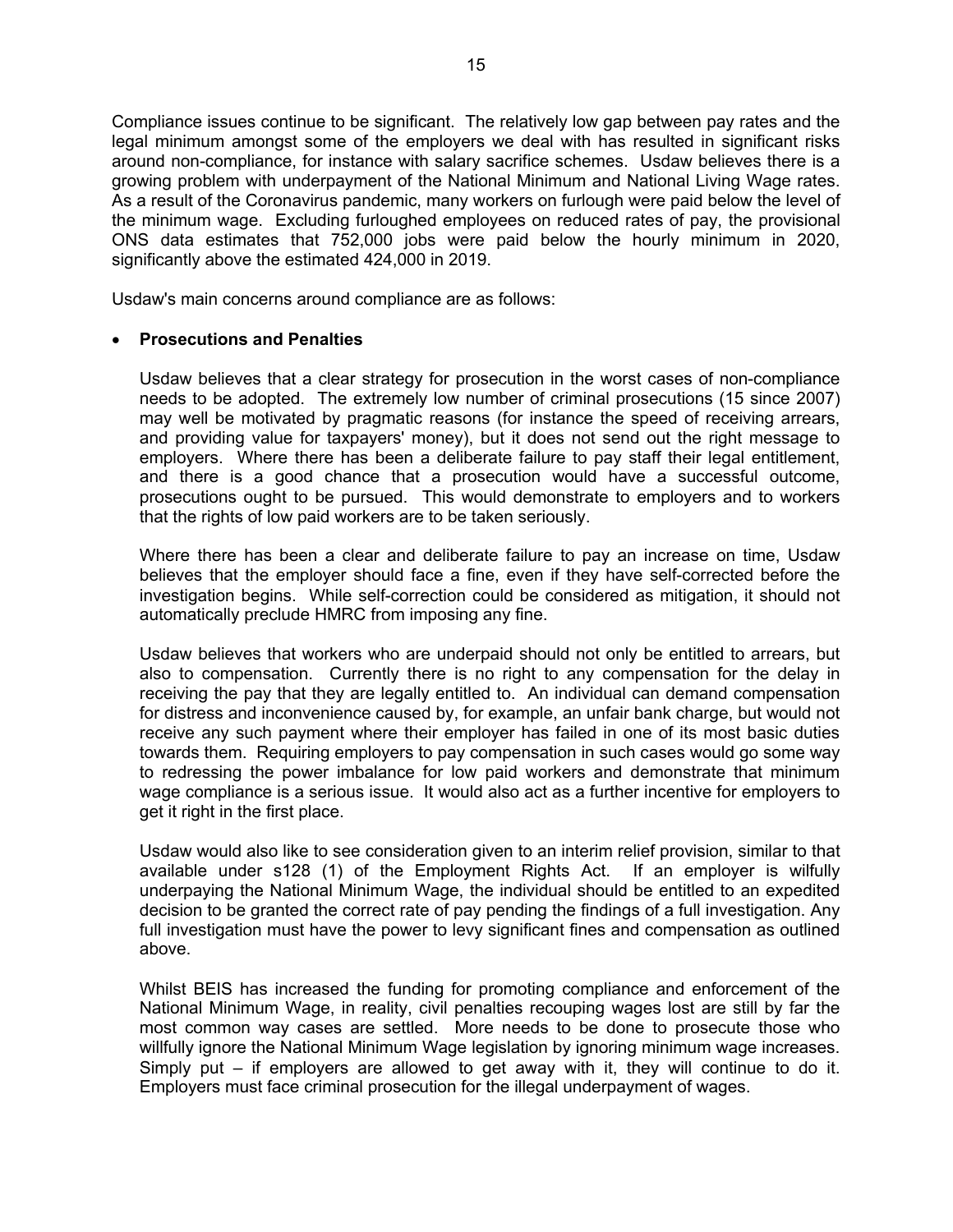Compliance issues continue to be significant. The relatively low gap between pay rates and the legal minimum amongst some of the employers we deal with has resulted in significant risks around non-compliance, for instance with salary sacrifice schemes. Usdaw believes there is a growing problem with underpayment of the National Minimum and National Living Wage rates. As a result of the Coronavirus pandemic, many workers on furlough were paid below the level of the minimum wage. Excluding furloughed employees on reduced rates of pay, the provisional ONS data estimates that 752,000 jobs were paid below the hourly minimum in 2020, significantly above the estimated 424,000 in 2019.

Usdaw's main concerns around compliance are as follows:

- **Prosecutions and Penalties**

  Usdaw believes that a clear strategy for prosecution in the worst cases of non-compliance needs to be adopted. The extremely low number of criminal prosecutions (15 since 2007) may well be motivated by pragmatic reasons (for instance the speed of receiving arrears, and providing value for taxpayers' money), but it does not send out the right message to employers. Where there has been a deliberate failure to pay staff their legal entitlement, and there is a good chance that a prosecution would have a successful outcome, prosecutions ought to be pursued. This would demonstrate to employers and to workers that the rights of low paid workers are to be taken seriously.

  Where there has been a clear and deliberate failure to pay an increase on time, Usdaw believes that the employer should face a fine, even if they have self-corrected before the investigation begins. While self-correction could be considered as mitigation, it should not automatically preclude HMRC from imposing any fine.

  Usdaw believes that workers who are underpaid should not only be entitled to arrears, but also to compensation. Currently there is no right to any compensation for the delay in receiving the pay that they are legally entitled to. An individual can demand compensation for distress and inconvenience caused by, for example, an unfair bank charge, but would not receive any such payment where their employer has failed in one of its most basic duties towards them. Requiring employers to pay compensation in such cases would go some way to redressing the power imbalance for low paid workers and demonstrate that minimum wage compliance is a serious issue. It would also act as a further incentive for employers to get it right in the first place.

  Usdaw would also like to see consideration given to an interim relief provision, similar to that available under s128 (1) of the Employment Rights Act. If an employer is wilfully underpaying the National Minimum Wage, the individual should be entitled to an expedited decision to be granted the correct rate of pay pending the findings of a full investigation. Any full investigation must have the power to levy significant fines and compensation as outlined above.

  Whilst BEIS has increased the funding for promoting compliance and enforcement of the National Minimum Wage, in reality, civil penalties recouping wages lost are still by far the most common way cases are settled. More needs to be done to prosecute those who willfully ignore the National Minimum Wage legislation by ignoring minimum wage increases. Simply put – if employers are allowed to get away with it, they will continue to do it. Employers must face criminal prosecution for the illegal underpayment of wages.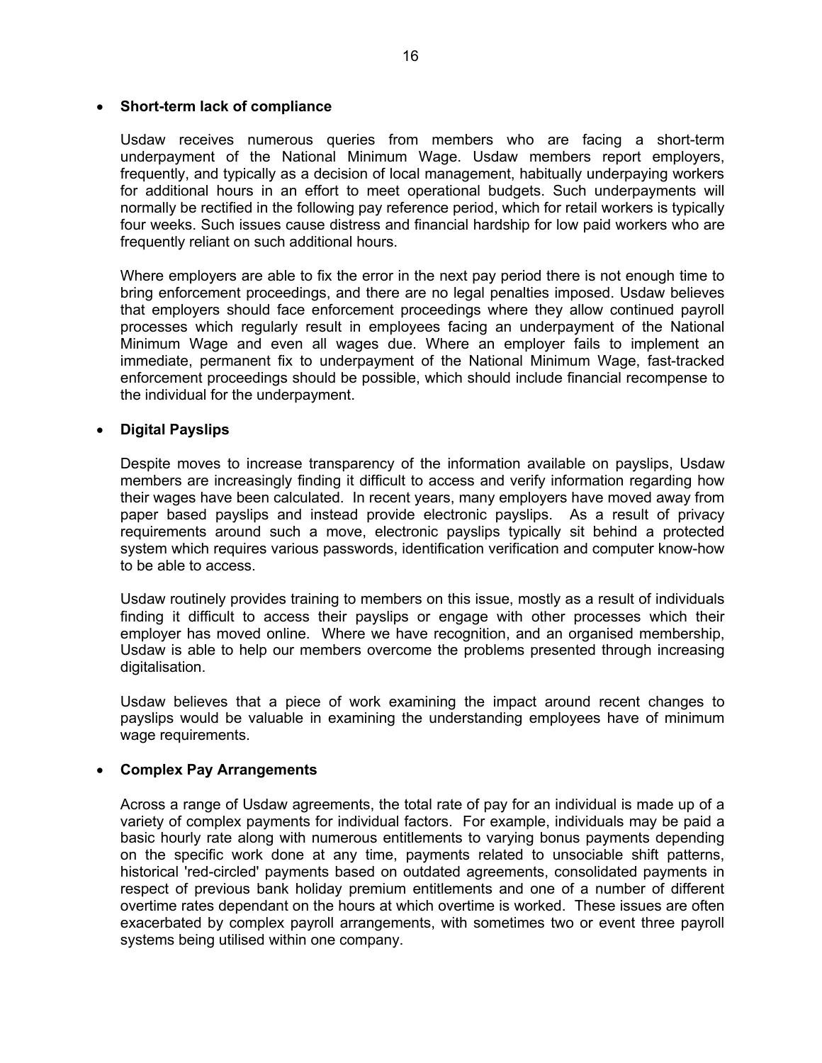- **Short-term lack of compliance**

  Usdaw receives numerous queries from members who are facing a short-term underpayment of the National Minimum Wage. Usdaw members report employers, frequently, and typically as a decision of local management, habitually underpaying workers for additional hours in an effort to meet operational budgets. Such underpayments will normally be rectified in the following pay reference period, which for retail workers is typically four weeks. Such issues cause distress and financial hardship for low paid workers who are frequently reliant on such additional hours.

  Where employers are able to fix the error in the next pay period there is not enough time to bring enforcement proceedings, and there are no legal penalties imposed. Usdaw believes that employers should face enforcement proceedings where they allow continued payroll processes which regularly result in employees facing an underpayment of the National Minimum Wage and even all wages due. Where an employer fails to implement an immediate, permanent fix to underpayment of the National Minimum Wage, fast-tracked enforcement proceedings should be possible, which should include financial recompense to the individual for the underpayment.

- **Digital Payslips**

  Despite moves to increase transparency of the information available on payslips, Usdaw members are increasingly finding it difficult to access and verify information regarding how their wages have been calculated. In recent years, many employers have moved away from paper based payslips and instead provide electronic payslips. As a result of privacy requirements around such a move, electronic payslips typically sit behind a protected system which requires various passwords, identification verification and computer know-how to be able to access.

  Usdaw routinely provides training to members on this issue, mostly as a result of individuals finding it difficult to access their payslips or engage with other processes which their employer has moved online. Where we have recognition, and an organised membership, Usdaw is able to help our members overcome the problems presented through increasing digitalisation.

  Usdaw believes that a piece of work examining the impact around recent changes to payslips would be valuable in examining the understanding employees have of minimum wage requirements.

- **Complex Pay Arrangements**

  Across a range of Usdaw agreements, the total rate of pay for an individual is made up of a variety of complex payments for individual factors. For example, individuals may be paid a basic hourly rate along with numerous entitlements to varying bonus payments depending on the specific work done at any time, payments related to unsociable shift patterns, historical 'red-circled' payments based on outdated agreements, consolidated payments in respect of previous bank holiday premium entitlements and one of a number of different overtime rates dependant on the hours at which overtime is worked. These issues are often exacerbated by complex payroll arrangements, with sometimes two or event three payroll systems being utilised within one company.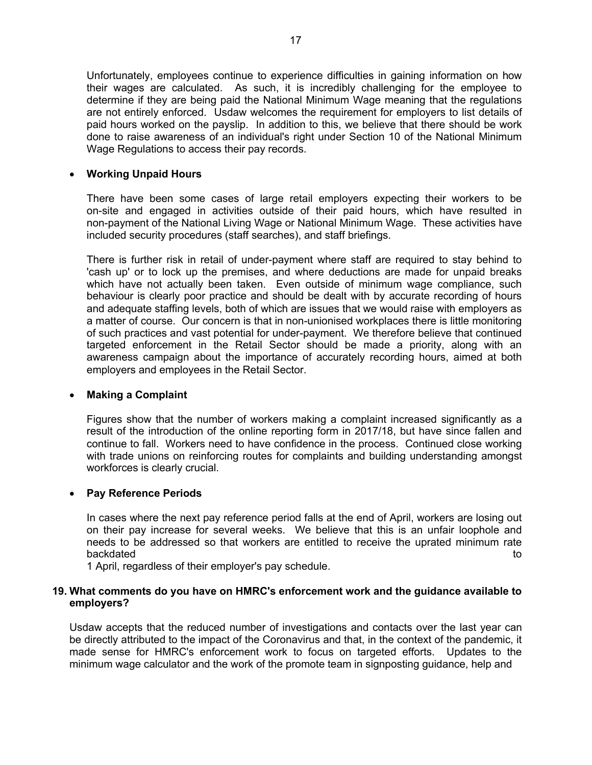Unfortunately, employees continue to experience difficulties in gaining information on how their wages are calculated. As such, it is incredibly challenging for the employee to determine if they are being paid the National Minimum Wage meaning that the regulations are not entirely enforced. Usdaw welcomes the requirement for employers to list details of paid hours worked on the payslip. In addition to this, we believe that there should be work done to raise awareness of an individual's right under Section 10 of the National Minimum Wage Regulations to access their pay records.

- **Working Unpaid Hours**

  There have been some cases of large retail employers expecting their workers to be on-site and engaged in activities outside of their paid hours, which have resulted in non-payment of the National Living Wage or National Minimum Wage. These activities have included security procedures (staff searches), and staff briefings.

  There is further risk in retail of under-payment where staff are required to stay behind to 'cash up' or to lock up the premises, and where deductions are made for unpaid breaks which have not actually been taken. Even outside of minimum wage compliance, such behaviour is clearly poor practice and should be dealt with by accurate recording of hours and adequate staffing levels, both of which are issues that we would raise with employers as a matter of course. Our concern is that in non-unionised workplaces there is little monitoring of such practices and vast potential for under-payment. We therefore believe that continued targeted enforcement in the Retail Sector should be made a priority, along with an awareness campaign about the importance of accurately recording hours, aimed at both employers and employees in the Retail Sector.

- **Making a Complaint**

  Figures show that the number of workers making a complaint increased significantly as a result of the introduction of the online reporting form in 2017/18, but have since fallen and continue to fall. Workers need to have confidence in the process. Continued close working with trade unions on reinforcing routes for complaints and building understanding amongst workforces is clearly crucial.

- **Pay Reference Periods**

  In cases where the next pay reference period falls at the end of April, workers are losing out on their pay increase for several weeks. We believe that this is an unfair loophole and needs to be addressed so that workers are entitled to receive the uprated minimum rate backdated to 1 April, regardless of their employer's pay schedule.

**19. What comments do you have on HMRC's enforcement work and the guidance available to employers?**

Usdaw accepts that the reduced number of investigations and contacts over the last year can be directly attributed to the impact of the Coronavirus and that, in the context of the pandemic, it made sense for HMRC's enforcement work to focus on targeted efforts. Updates to the minimum wage calculator and the work of the promote team in signposting guidance, help and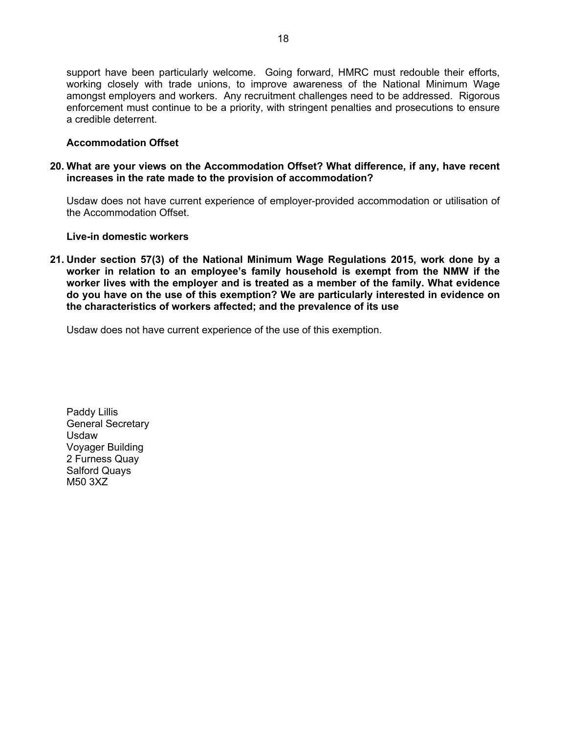support have been particularly welcome. Going forward, HMRC must redouble their efforts, working closely with trade unions, to improve awareness of the National Minimum Wage amongst employers and workers. Any recruitment challenges need to be addressed. Rigorous enforcement must continue to be a priority, with stringent penalties and prosecutions to ensure a credible deterrent.

### Accommodation Offset

**20. What are your views on the Accommodation Offset? What difference, if any, have recent increases in the rate made to the provision of accommodation?**

Usdaw does not have current experience of employer-provided accommodation or utilisation of the Accommodation Offset.

### Live-in domestic workers

**21. Under section 57(3) of the National Minimum Wage Regulations 2015, work done by a worker in relation to an employee's family household is exempt from the NMW if the worker lives with the employer and is treated as a member of the family. What evidence do you have on the use of this exemption? We are particularly interested in evidence on the characteristics of workers affected; and the prevalence of its use**

Usdaw does not have current experience of the use of this exemption.

Paddy Lillis
General Secretary
Usdaw
Voyager Building
2 Furness Quay
Salford Quays
M50 3XZ